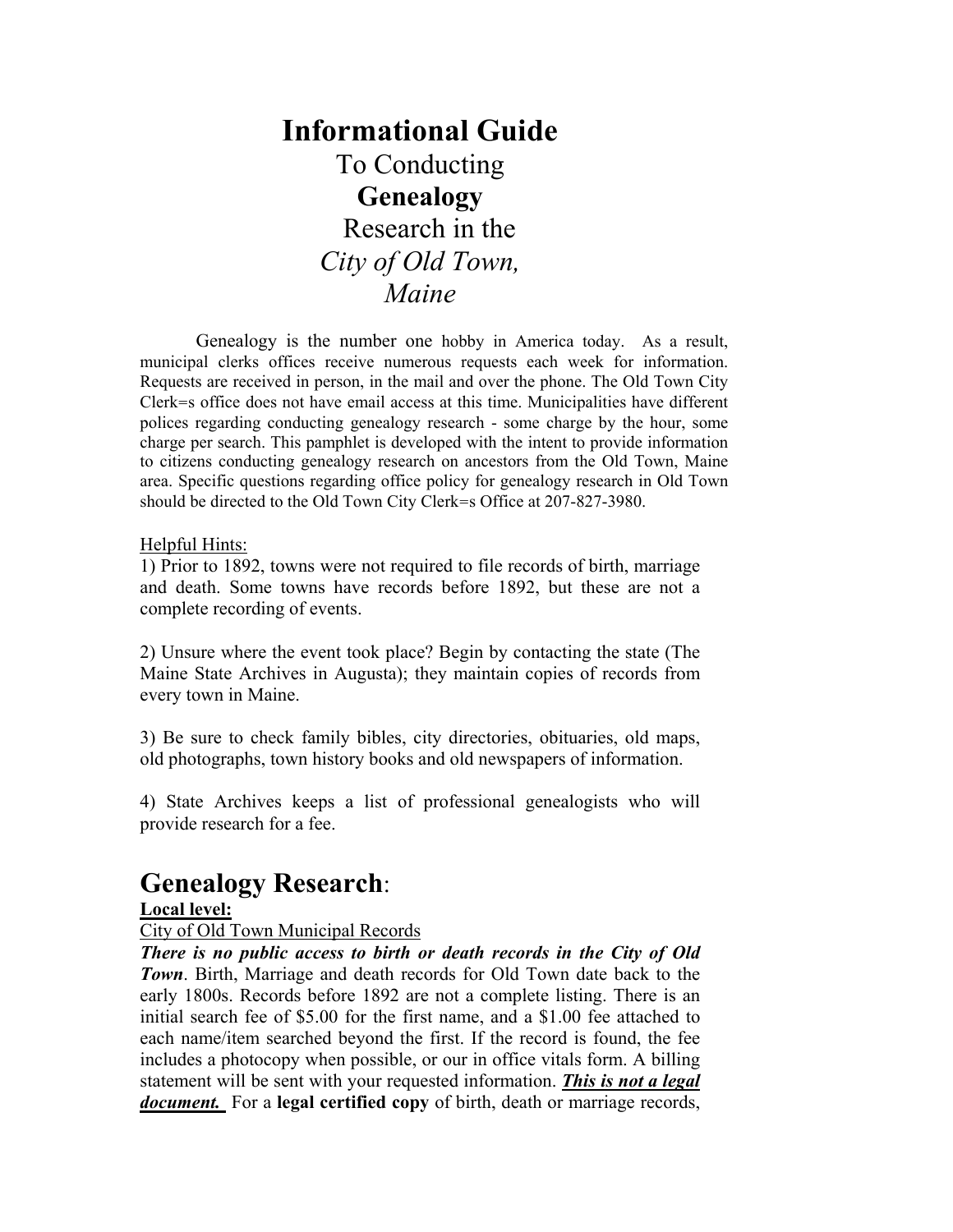# **Informational Guide**
To Conducting
**Genealogy**
Research in the
*City of Old Town, Maine*

Genealogy is the number one hobby in America today. As a result, municipal clerks offices receive numerous requests each week for information. Requests are received in person, in the mail and over the phone. The Old Town City Clerk=s office does not have email access at this time. Municipalities have different polices regarding conducting genealogy research - some charge by the hour, some charge per search. This pamphlet is developed with the intent to provide information to citizens conducting genealogy research on ancestors from the Old Town, Maine area. Specific questions regarding office policy for genealogy research in Old Town should be directed to the Old Town City Clerk=s Office at 207-827-3980.

Helpful Hints:

1) Prior to 1892, towns were not required to file records of birth, marriage and death. Some towns have records before 1892, but these are not a complete recording of events.

2) Unsure where the event took place? Begin by contacting the state (The Maine State Archives in Augusta); they maintain copies of records from every town in Maine.

3) Be sure to check family bibles, city directories, obituaries, old maps, old photographs, town history books and old newspapers of information.

4) State Archives keeps a list of professional genealogists who will provide research for a fee.

## **Genealogy Research**:

**Local level:**

City of Old Town Municipal Records

***There is no public access to birth or death records in the City of Old Town***. Birth, Marriage and death records for Old Town date back to the early 1800s. Records before 1892 are not a complete listing. There is an initial search fee of $5.00 for the first name, and a $1.00 fee attached to each name/item searched beyond the first. If the record is found, the fee includes a photocopy when possible, or our in office vitals form. A billing statement will be sent with your requested information. ***This is not a legal document.*** For a **legal certified copy** of birth, death or marriage records,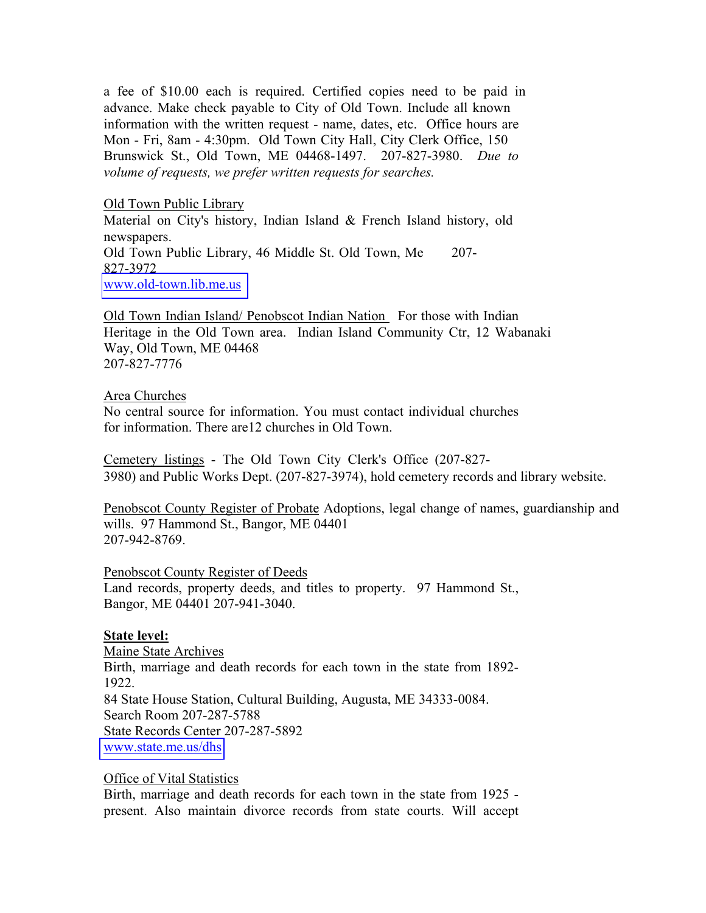a fee of $10.00 each is required. Certified copies need to be paid in advance. Make check payable to City of Old Town. Include all known information with the written request - name, dates, etc. Office hours are Mon - Fri, 8am - 4:30pm. Old Town City Hall, City Clerk Office, 150 Brunswick St., Old Town, ME 04468-1497. 207-827-3980. *Due to volume of requests, we prefer written requests for searches.*

<u>Old Town Public Library</u>
Material on City's history, Indian Island & French Island history, old newspapers.
Old Town Public Library, 46 Middle St. Old Town, Me 207-827-3972
www.old-town.lib.me.us

<u>Old Town Indian Island/ Penobscot Indian Nation</u> For those with Indian Heritage in the Old Town area. Indian Island Community Ctr, 12 Wabanaki Way, Old Town, ME 04468
207-827-7776

<u>Area Churches</u>
No central source for information. You must contact individual churches for information. There are12 churches in Old Town.

<u>Cemetery listings</u> - The Old Town City Clerk's Office (207-827-3980) and Public Works Dept. (207-827-3974), hold cemetery records and library website.

<u>Penobscot County Register of Probate</u> Adoptions, legal change of names, guardianship and wills. 97 Hammond St., Bangor, ME 04401
207-942-8769.

<u>Penobscot County Register of Deeds</u>
Land records, property deeds, and titles to property. 97 Hammond St., Bangor, ME 04401 207-941-3040.

**<u>State level:</u>**
<u>Maine State Archives</u>
Birth, marriage and death records for each town in the state from 1892-1922.
84 State House Station, Cultural Building, Augusta, ME 34333-0084.
Search Room 207-287-5788
State Records Center 207-287-5892
www.state.me.us/dhs

<u>Office of Vital Statistics</u>
Birth, marriage and death records for each town in the state from 1925 - present. Also maintain divorce records from state courts. Will accept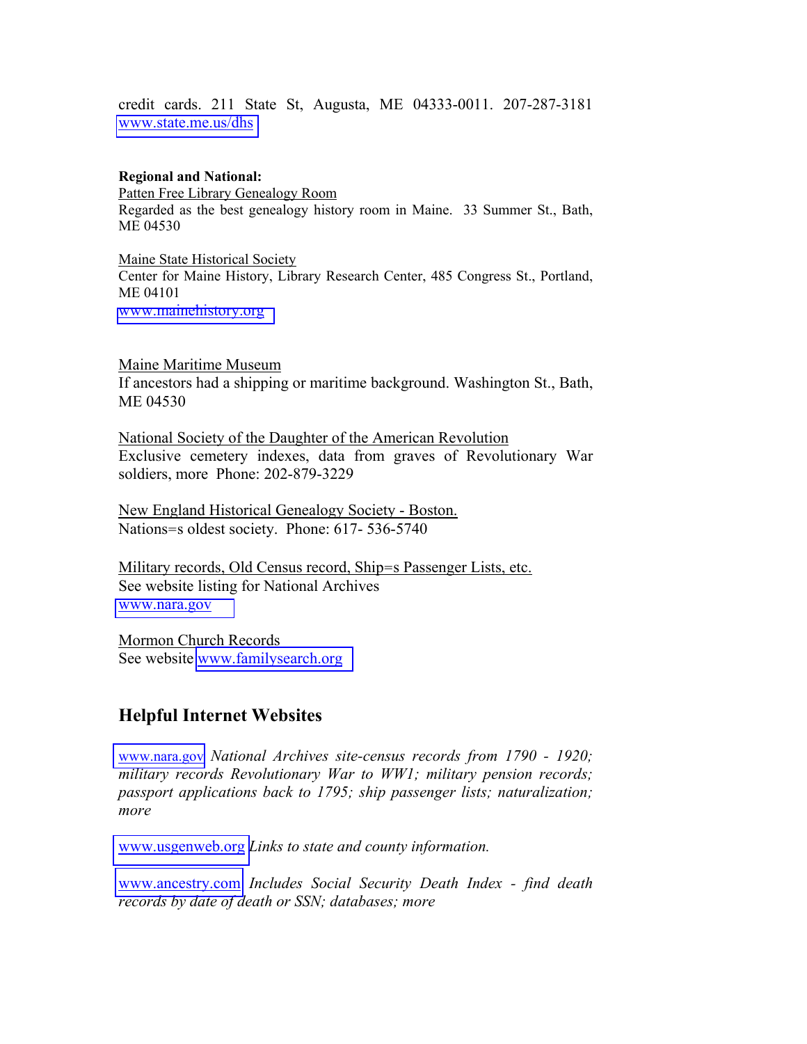credit cards. 211 State St, Augusta, ME 04333-0011. 207-287-3181 www.state.me.us/dhs

**Regional and National:**

Patten Free Library Genealogy Room
Regarded as the best genealogy history room in Maine. 33 Summer St., Bath, ME 04530

Maine State Historical Society
Center for Maine History, Library Research Center, 485 Congress St., Portland, ME 04101
www.mainehistory.org

Maine Maritime Museum
If ancestors had a shipping or maritime background. Washington St., Bath, ME 04530

National Society of the Daughter of the American Revolution
Exclusive cemetery indexes, data from graves of Revolutionary War soldiers, more Phone: 202-879-3229

New England Historical Genealogy Society - Boston.
Nations=s oldest society. Phone: 617- 536-5740

Military records, Old Census record, Ship=s Passenger Lists, etc.
See website listing for National Archives
www.nara.gov

Mormon Church Records
See website www.familysearch.org

## Helpful Internet Websites

www.nara.gov *National Archives site-census records from 1790 - 1920; military records Revolutionary War to WW1; military pension records; passport applications back to 1795; ship passenger lists; naturalization; more*

www.usgenweb.org *Links to state and county information.*

www.ancestry.com *Includes Social Security Death Index - find death records by date of death or SSN; databases; more*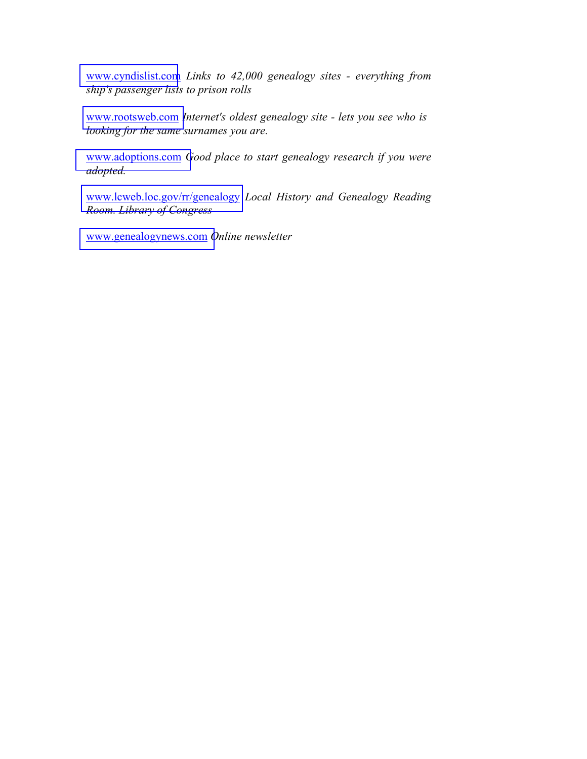www.cyndislist.com *Links to 42,000 genealogy sites - everything from ship's passenger lists to prison rolls*

www.rootsweb.com *Internet's oldest genealogy site - lets you see who is looking for the same surnames you are.*

www.adoptions.com *Good place to start genealogy research if you were adopted.*

www.lcweb.loc.gov/rr/genealogy *Local History and Genealogy Reading Room. Library of Congress*

www.genealogynews.com *Online newsletter*